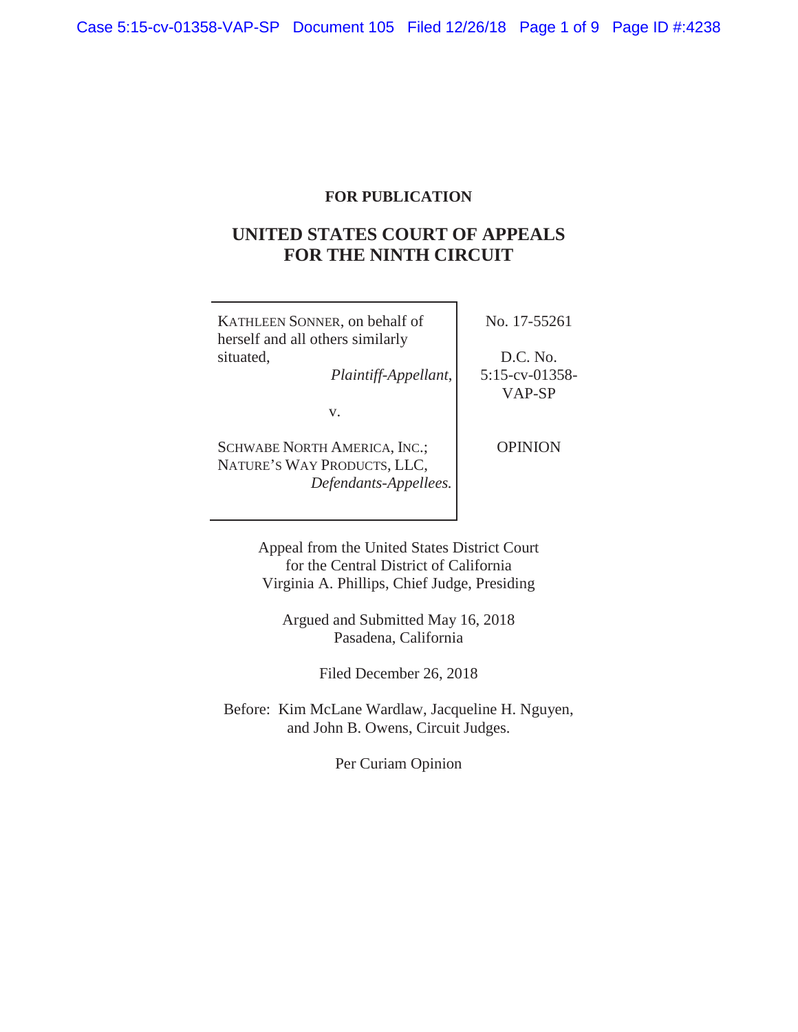**FOR PUBLICATION**

# UNITED STATES COURT OF APPEALS FOR THE NINTH CIRCUIT

| | |
|---|---|
| KATHLEEN SONNER, on behalf of herself and all others similarly situated, *Plaintiff-Appellant*, | No. 17-55261 |
| v. | D.C. No. 5:15-cv-01358-VAP-SP |
| SCHWABE NORTH AMERICA, INC.; NATURE'S WAY PRODUCTS, LLC, *Defendants-Appellees.* | OPINION |

Appeal from the United States District Court for the Central District of California
Virginia A. Phillips, Chief Judge, Presiding

Argued and Submitted May 16, 2018
Pasadena, California

Filed December 26, 2018

Before: Kim McLane Wardlaw, Jacqueline H. Nguyen, and John B. Owens, Circuit Judges.

Per Curiam Opinion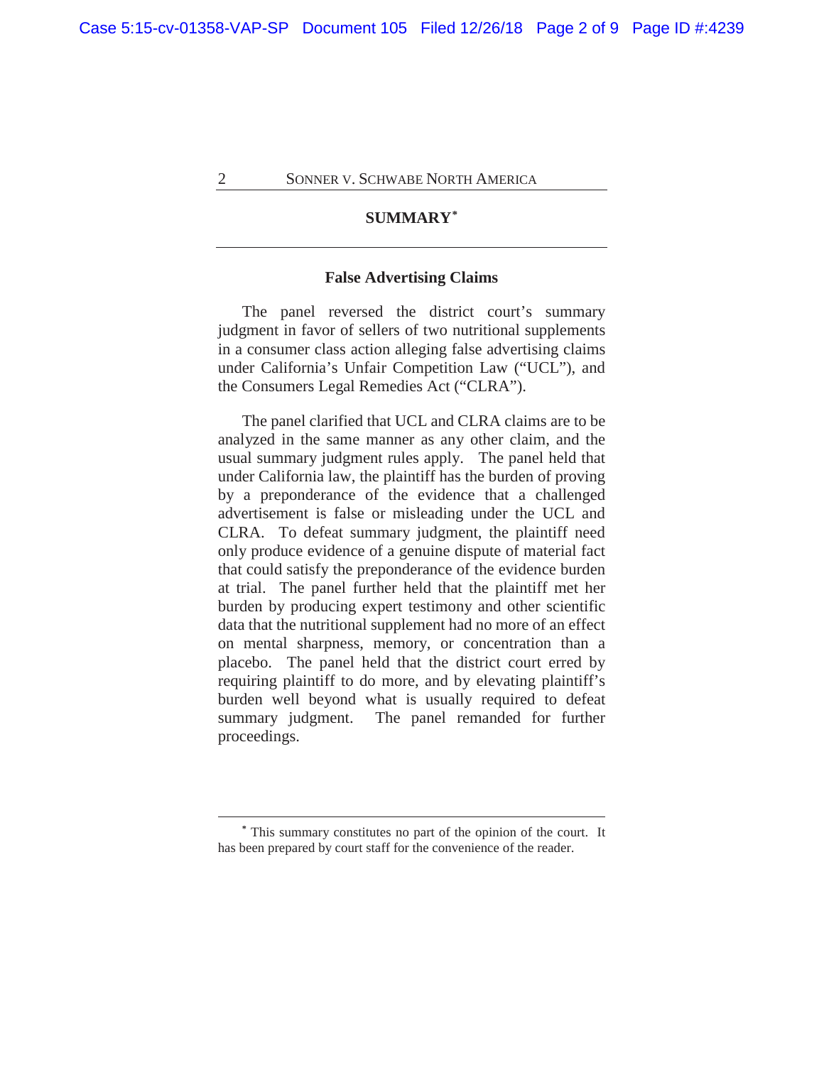## SUMMARY*

### False Advertising Claims

The panel reversed the district court's summary judgment in favor of sellers of two nutritional supplements in a consumer class action alleging false advertising claims under California's Unfair Competition Law ("UCL"), and the Consumers Legal Remedies Act ("CLRA").

The panel clarified that UCL and CLRA claims are to be analyzed in the same manner as any other claim, and the usual summary judgment rules apply. The panel held that under California law, the plaintiff has the burden of proving by a preponderance of the evidence that a challenged advertisement is false or misleading under the UCL and CLRA. To defeat summary judgment, the plaintiff need only produce evidence of a genuine dispute of material fact that could satisfy the preponderance of the evidence burden at trial. The panel further held that the plaintiff met her burden by producing expert testimony and other scientific data that the nutritional supplement had no more of an effect on mental sharpness, memory, or concentration than a placebo. The panel held that the district court erred by requiring plaintiff to do more, and by elevating plaintiff's burden well beyond what is usually required to defeat summary judgment. The panel remanded for further proceedings.

---

* This summary constitutes no part of the opinion of the court. It has been prepared by court staff for the convenience of the reader.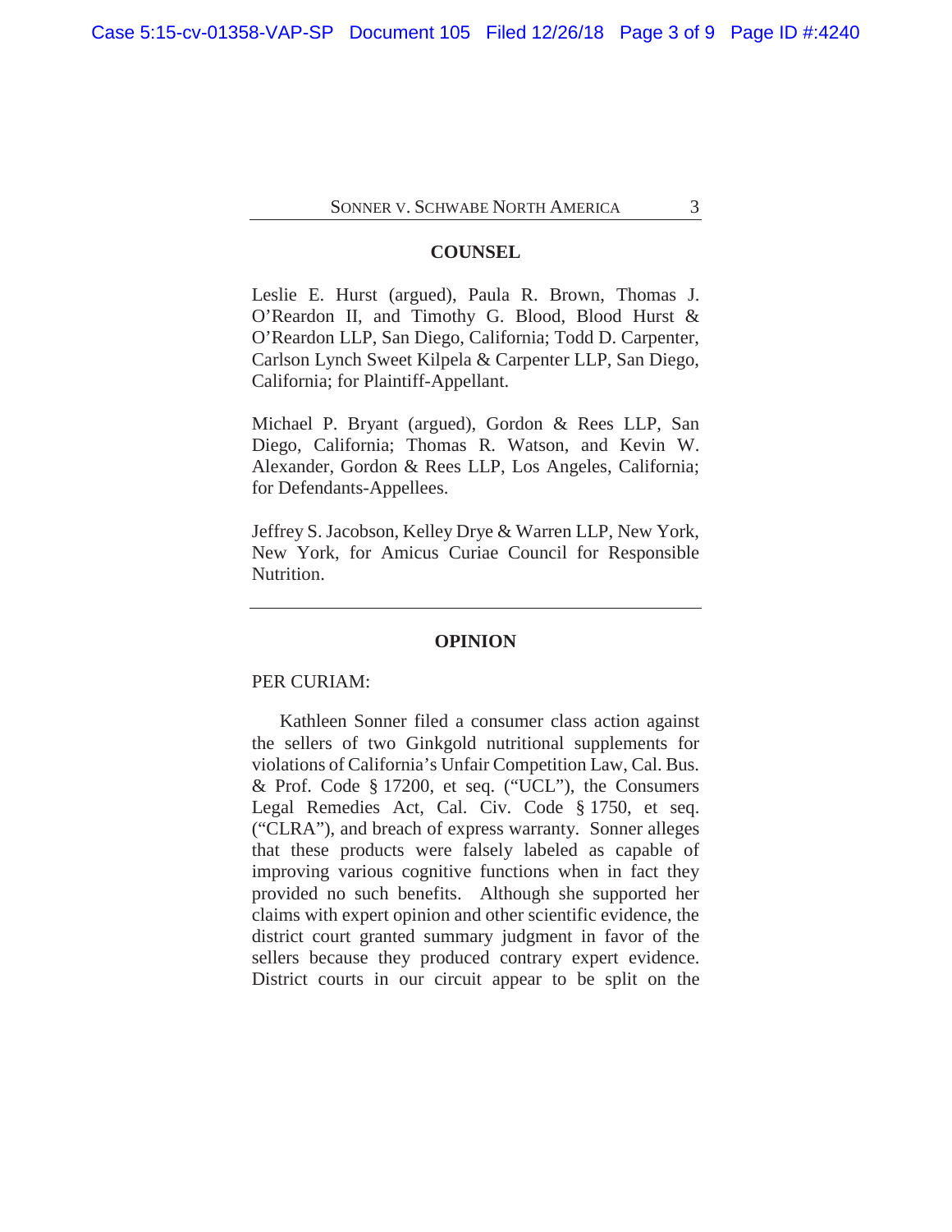## COUNSEL

Leslie E. Hurst (argued), Paula R. Brown, Thomas J. O'Reardon II, and Timothy G. Blood, Blood Hurst & O'Reardon LLP, San Diego, California; Todd D. Carpenter, Carlson Lynch Sweet Kilpela & Carpenter LLP, San Diego, California; for Plaintiff-Appellant.

Michael P. Bryant (argued), Gordon & Rees LLP, San Diego, California; Thomas R. Watson, and Kevin W. Alexander, Gordon & Rees LLP, Los Angeles, California; for Defendants-Appellees.

Jeffrey S. Jacobson, Kelley Drye & Warren LLP, New York, New York, for Amicus Curiae Council for Responsible Nutrition.

---

## OPINION

PER CURIAM:

Kathleen Sonner filed a consumer class action against the sellers of two Ginkgold nutritional supplements for violations of California's Unfair Competition Law, Cal. Bus. & Prof. Code § 17200, et seq. ("UCL"), the Consumers Legal Remedies Act, Cal. Civ. Code § 1750, et seq. ("CLRA"), and breach of express warranty. Sonner alleges that these products were falsely labeled as capable of improving various cognitive functions when in fact they provided no such benefits. Although she supported her claims with expert opinion and other scientific evidence, the district court granted summary judgment in favor of the sellers because they produced contrary expert evidence. District courts in our circuit appear to be split on the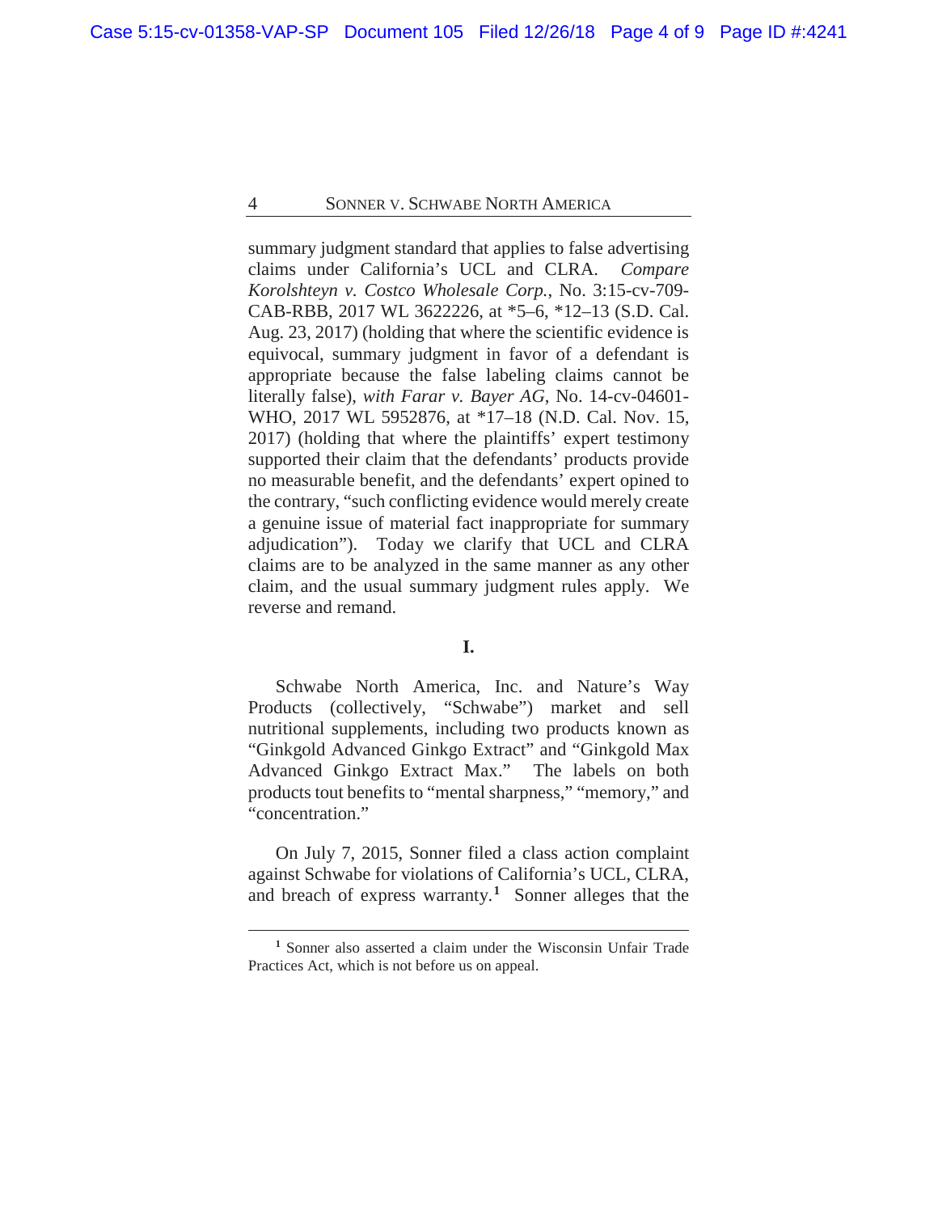summary judgment standard that applies to false advertising claims under California's UCL and CLRA. *Compare Korolshteyn v. Costco Wholesale Corp.*, No. 3:15-cv-709-CAB-RBB, 2017 WL 3622226, at *5–6, *12–13 (S.D. Cal. Aug. 23, 2017) (holding that where the scientific evidence is equivocal, summary judgment in favor of a defendant is appropriate because the false labeling claims cannot be literally false), *with Farar v. Bayer AG*, No. 14-cv-04601-WHO, 2017 WL 5952876, at *17–18 (N.D. Cal. Nov. 15, 2017) (holding that where the plaintiffs' expert testimony supported their claim that the defendants' products provide no measurable benefit, and the defendants' expert opined to the contrary, "such conflicting evidence would merely create a genuine issue of material fact inappropriate for summary adjudication"). Today we clarify that UCL and CLRA claims are to be analyzed in the same manner as any other claim, and the usual summary judgment rules apply. We reverse and remand.

## I.

Schwabe North America, Inc. and Nature's Way Products (collectively, "Schwabe") market and sell nutritional supplements, including two products known as "Ginkgold Advanced Ginkgo Extract" and "Ginkgold Max Advanced Ginkgo Extract Max." The labels on both products tout benefits to "mental sharpness," "memory," and "concentration."

On July 7, 2015, Sonner filed a class action complaint against Schwabe for violations of California's UCL, CLRA, and breach of express warranty.[1] Sonner alleges that the

[1] Sonner also asserted a claim under the Wisconsin Unfair Trade Practices Act, which is not before us on appeal.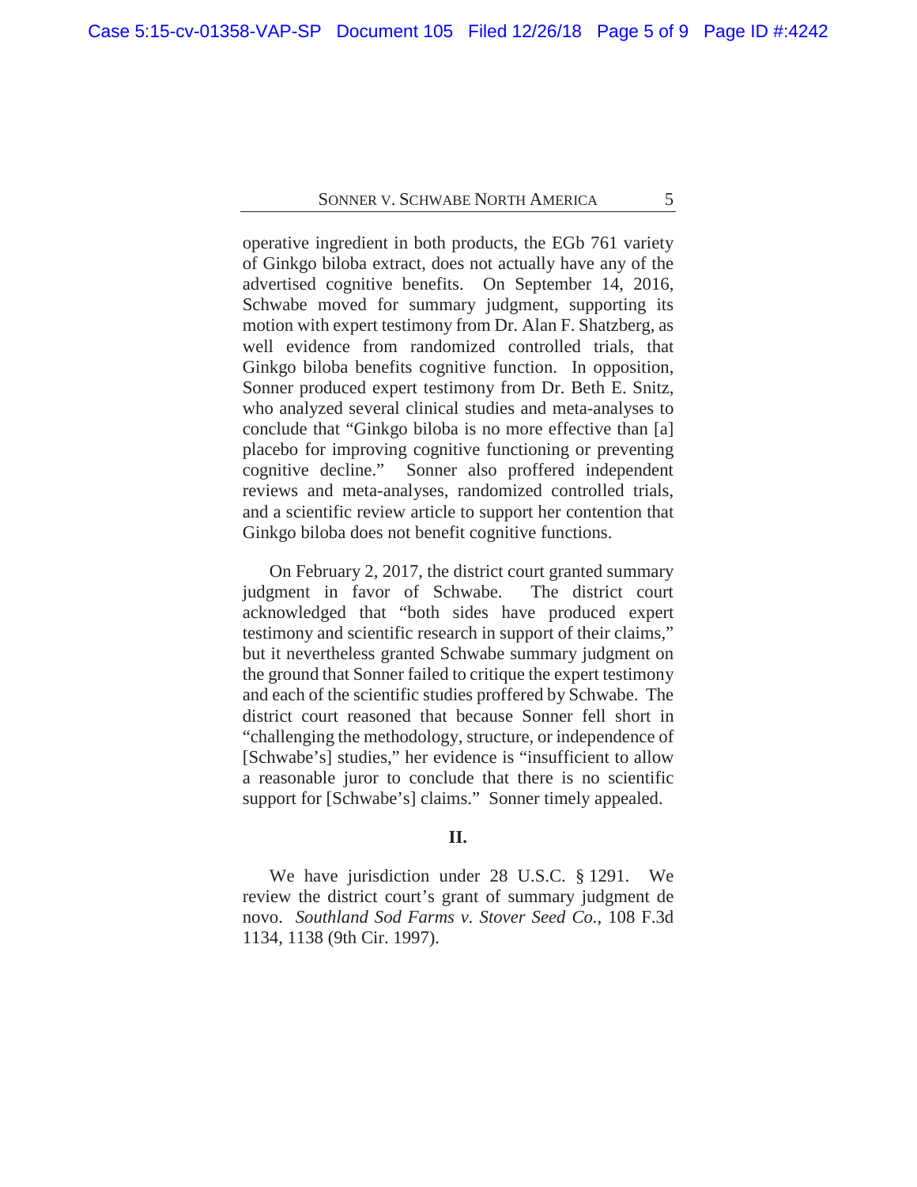operative ingredient in both products, the EGb 761 variety of Ginkgo biloba extract, does not actually have any of the advertised cognitive benefits. On September 14, 2016, Schwabe moved for summary judgment, supporting its motion with expert testimony from Dr. Alan F. Shatzberg, as well evidence from randomized controlled trials, that Ginkgo biloba benefits cognitive function. In opposition, Sonner produced expert testimony from Dr. Beth E. Snitz, who analyzed several clinical studies and meta-analyses to conclude that "Ginkgo biloba is no more effective than [a] placebo for improving cognitive functioning or preventing cognitive decline." Sonner also proffered independent reviews and meta-analyses, randomized controlled trials, and a scientific review article to support her contention that Ginkgo biloba does not benefit cognitive functions.

On February 2, 2017, the district court granted summary judgment in favor of Schwabe. The district court acknowledged that "both sides have produced expert testimony and scientific research in support of their claims," but it nevertheless granted Schwabe summary judgment on the ground that Sonner failed to critique the expert testimony and each of the scientific studies proffered by Schwabe. The district court reasoned that because Sonner fell short in "challenging the methodology, structure, or independence of [Schwabe's] studies," her evidence is "insufficient to allow a reasonable juror to conclude that there is no scientific support for [Schwabe's] claims." Sonner timely appealed.

## II.

We have jurisdiction under 28 U.S.C. § 1291. We review the district court's grant of summary judgment de novo. *Southland Sod Farms v. Stover Seed Co.*, 108 F.3d 1134, 1138 (9th Cir. 1997).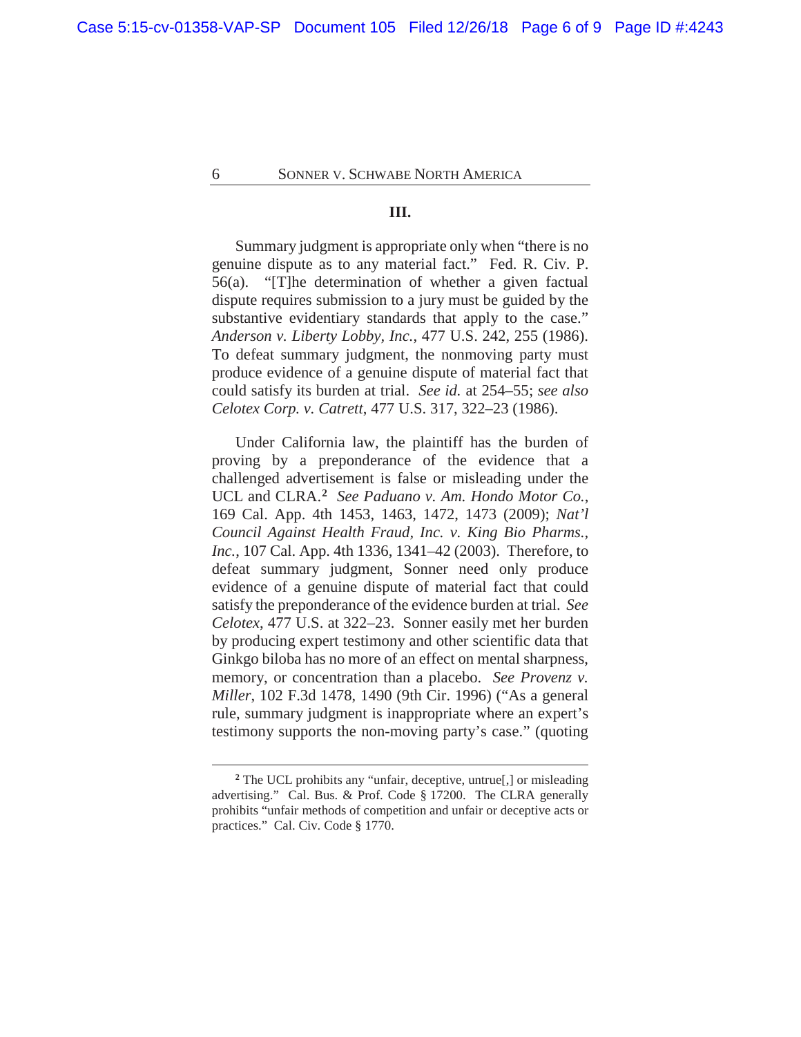### III.

Summary judgment is appropriate only when "there is no genuine dispute as to any material fact." Fed. R. Civ. P. 56(a). "[T]he determination of whether a given factual dispute requires submission to a jury must be guided by the substantive evidentiary standards that apply to the case." *Anderson v. Liberty Lobby, Inc.*, 477 U.S. 242, 255 (1986). To defeat summary judgment, the nonmoving party must produce evidence of a genuine dispute of material fact that could satisfy its burden at trial. *See id.* at 254–55; *see also Celotex Corp. v. Catrett*, 477 U.S. 317, 322–23 (1986).

Under California law, the plaintiff has the burden of proving by a preponderance of the evidence that a challenged advertisement is false or misleading under the UCL and CLRA.[2] *See Paduano v. Am. Hondo Motor Co.*, 169 Cal. App. 4th 1453, 1463, 1472, 1473 (2009); *Nat'l Council Against Health Fraud, Inc. v. King Bio Pharms., Inc.*, 107 Cal. App. 4th 1336, 1341–42 (2003). Therefore, to defeat summary judgment, Sonner need only produce evidence of a genuine dispute of material fact that could satisfy the preponderance of the evidence burden at trial. *See Celotex*, 477 U.S. at 322–23. Sonner easily met her burden by producing expert testimony and other scientific data that Ginkgo biloba has no more of an effect on mental sharpness, memory, or concentration than a placebo. *See Provenz v. Miller*, 102 F.3d 1478, 1490 (9th Cir. 1996) ("As a general rule, summary judgment is inappropriate where an expert's testimony supports the non-moving party's case." (quoting

---

[2] The UCL prohibits any "unfair, deceptive, untrue[,] or misleading advertising." Cal. Bus. & Prof. Code § 17200. The CLRA generally prohibits "unfair methods of competition and unfair or deceptive acts or practices." Cal. Civ. Code § 1770.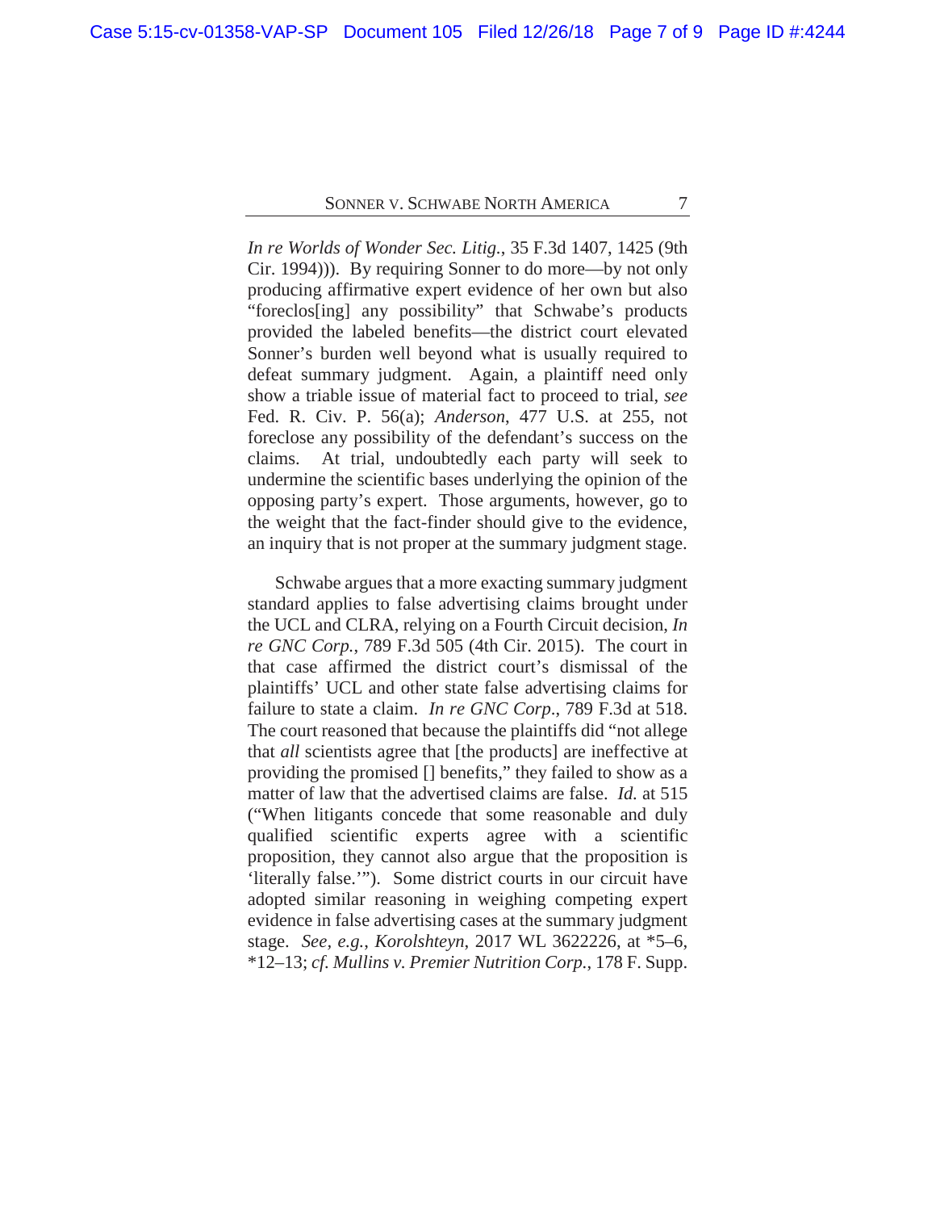*In re Worlds of Wonder Sec. Litig.*, 35 F.3d 1407, 1425 (9th Cir. 1994))). By requiring Sonner to do more—by not only producing affirmative expert evidence of her own but also "foreclos[ing] any possibility" that Schwabe's products provided the labeled benefits—the district court elevated Sonner's burden well beyond what is usually required to defeat summary judgment. Again, a plaintiff need only show a triable issue of material fact to proceed to trial, *see* Fed. R. Civ. P. 56(a); *Anderson*, 477 U.S. at 255, not foreclose any possibility of the defendant's success on the claims. At trial, undoubtedly each party will seek to undermine the scientific bases underlying the opinion of the opposing party's expert. Those arguments, however, go to the weight that the fact-finder should give to the evidence, an inquiry that is not proper at the summary judgment stage.

Schwabe argues that a more exacting summary judgment standard applies to false advertising claims brought under the UCL and CLRA, relying on a Fourth Circuit decision, *In re GNC Corp.*, 789 F.3d 505 (4th Cir. 2015). The court in that case affirmed the district court's dismissal of the plaintiffs' UCL and other state false advertising claims for failure to state a claim. *In re GNC Corp.*, 789 F.3d at 518. The court reasoned that because the plaintiffs did "not allege that *all* scientists agree that [the products] are ineffective at providing the promised [] benefits," they failed to show as a matter of law that the advertised claims are false. *Id.* at 515 ("When litigants concede that some reasonable and duly qualified scientific experts agree with a scientific proposition, they cannot also argue that the proposition is 'literally false.'"). Some district courts in our circuit have adopted similar reasoning in weighing competing expert evidence in false advertising cases at the summary judgment stage. *See, e.g.*, *Korolshteyn*, 2017 WL 3622226, at *5–6, *12–13; *cf. Mullins v. Premier Nutrition Corp.*, 178 F. Supp.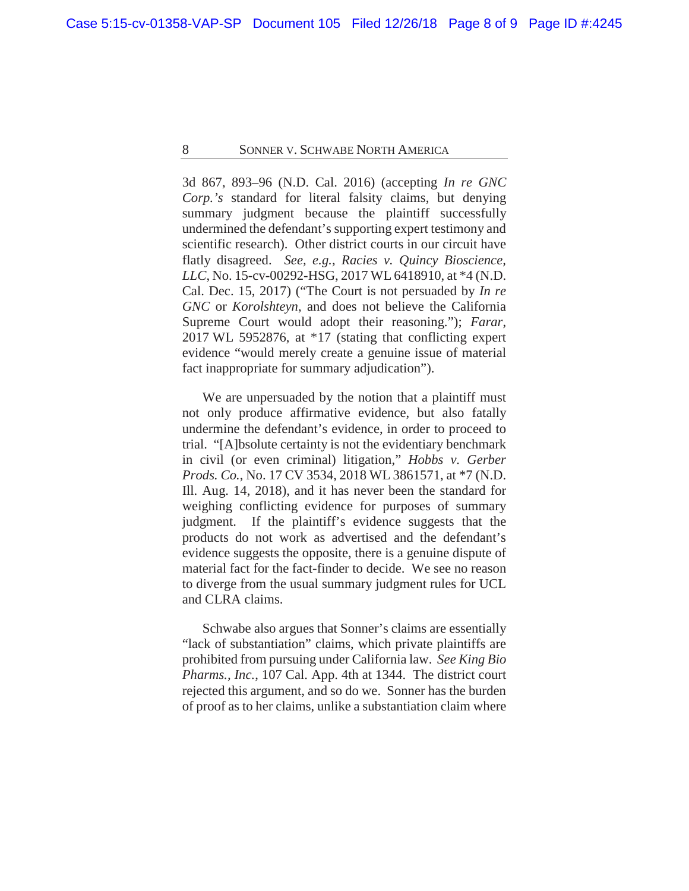3d 867, 893–96 (N.D. Cal. 2016) (accepting *In re GNC Corp.'s* standard for literal falsity claims, but denying summary judgment because the plaintiff successfully undermined the defendant's supporting expert testimony and scientific research). Other district courts in our circuit have flatly disagreed. *See, e.g.*, *Racies v. Quincy Bioscience, LLC*, No. 15-cv-00292-HSG, 2017 WL 6418910, at *4 (N.D. Cal. Dec. 15, 2017) ("The Court is not persuaded by *In re GNC* or *Korolshteyn*, and does not believe the California Supreme Court would adopt their reasoning."); *Farar*, 2017 WL 5952876, at *17 (stating that conflicting expert evidence "would merely create a genuine issue of material fact inappropriate for summary adjudication").

We are unpersuaded by the notion that a plaintiff must not only produce affirmative evidence, but also fatally undermine the defendant's evidence, in order to proceed to trial. "[A]bsolute certainty is not the evidentiary benchmark in civil (or even criminal) litigation," *Hobbs v. Gerber Prods. Co.*, No. 17 CV 3534, 2018 WL 3861571, at *7 (N.D. Ill. Aug. 14, 2018), and it has never been the standard for weighing conflicting evidence for purposes of summary judgment. If the plaintiff's evidence suggests that the products do not work as advertised and the defendant's evidence suggests the opposite, there is a genuine dispute of material fact for the fact-finder to decide. We see no reason to diverge from the usual summary judgment rules for UCL and CLRA claims.

Schwabe also argues that Sonner's claims are essentially "lack of substantiation" claims, which private plaintiffs are prohibited from pursuing under California law. *See King Bio Pharms., Inc.*, 107 Cal. App. 4th at 1344. The district court rejected this argument, and so do we. Sonner has the burden of proof as to her claims, unlike a substantiation claim where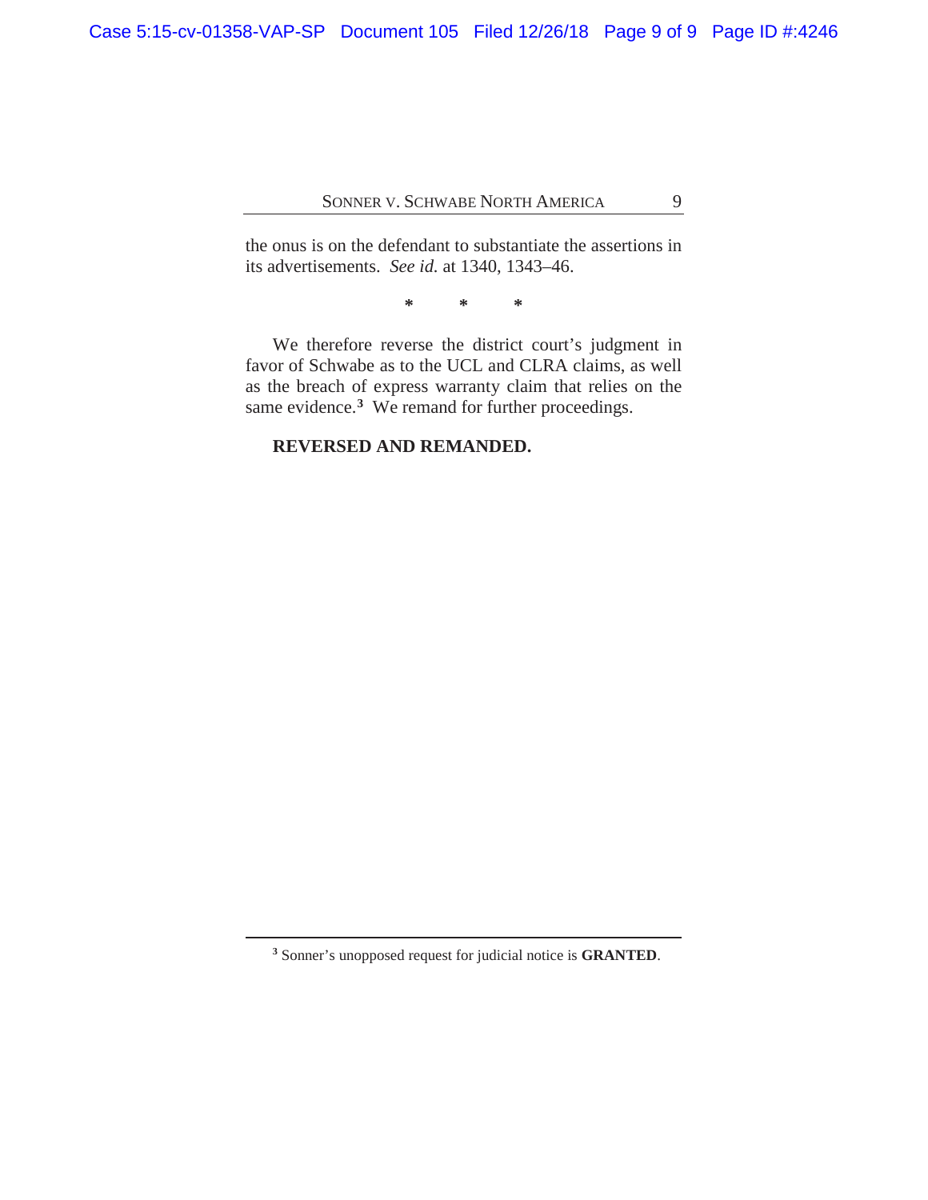the onus is on the defendant to substantiate the assertions in its advertisements. *See id.* at 1340, 1343–46.

\*    \*    \*

We therefore reverse the district court's judgment in favor of Schwabe as to the UCL and CLRA claims, as well as the breach of express warranty claim that relies on the same evidence.[3] We remand for further proceedings.

**REVERSED AND REMANDED.**

---

[3] Sonner's unopposed request for judicial notice is **GRANTED**.